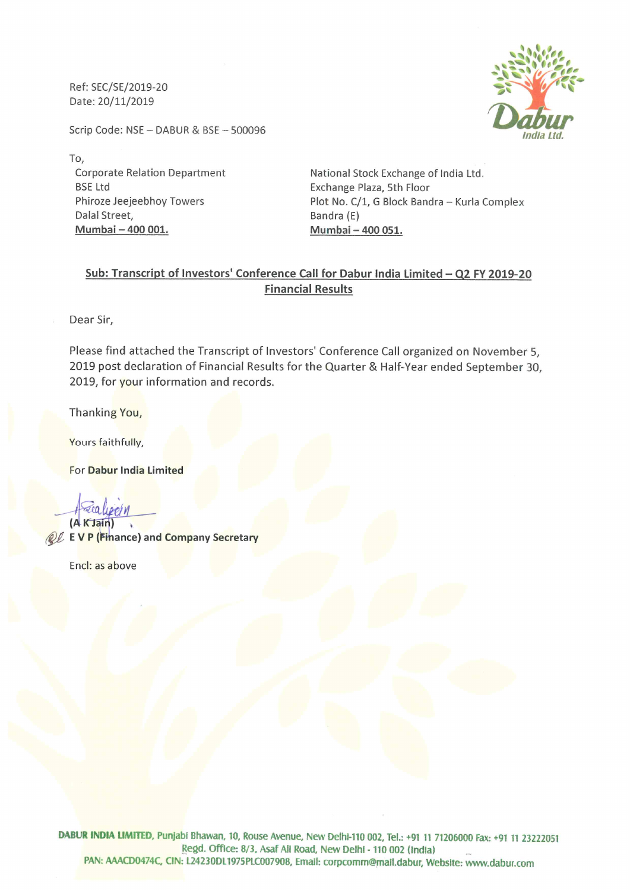Ref: SEC/SE/2019-20
Date: 20/11/2019

Scrip Code: NSE – DABUR & BSE – 500096

To,

Corporate Relation Department
BSE Ltd
Phiroze Jeejeebhoy Towers
Dalal Street,
**Mumbai – 400 001.**

National Stock Exchange of India Ltd.
Exchange Plaza, 5th Floor
Plot No. C/1, G Block Bandra – Kurla Complex
Bandra (E)
**Mumbai – 400 051.**

**Sub: Transcript of Investors' Conference Call for Dabur India Limited – Q2 FY 2019-20 Financial Results**

Dear Sir,

Please find attached the Transcript of Investors' Conference Call organized on November 5, 2019 post declaration of Financial Results for the Quarter & Half-Year ended September 30, 2019, for your information and records.

Thanking You,

Yours faithfully,

For **Dabur India Limited**

**(A K Jain)**
**E V P (Finance) and Company Secretary**

Encl: as above

**DABUR INDIA LIMITED**, Punjabi Bhawan, 10, Rouse Avenue, New Delhi-110 002, Tel.: +91 11 71206000 Fax: +91 11 23222051
Regd. Office: 8/3, Asaf Ali Road, New Delhi - 110 002 (India)
PAN: AAACD0474C, CIN: L24230DL1975PLC007908, Email: corpcomm@mail.dabur, Website: www.dabur.com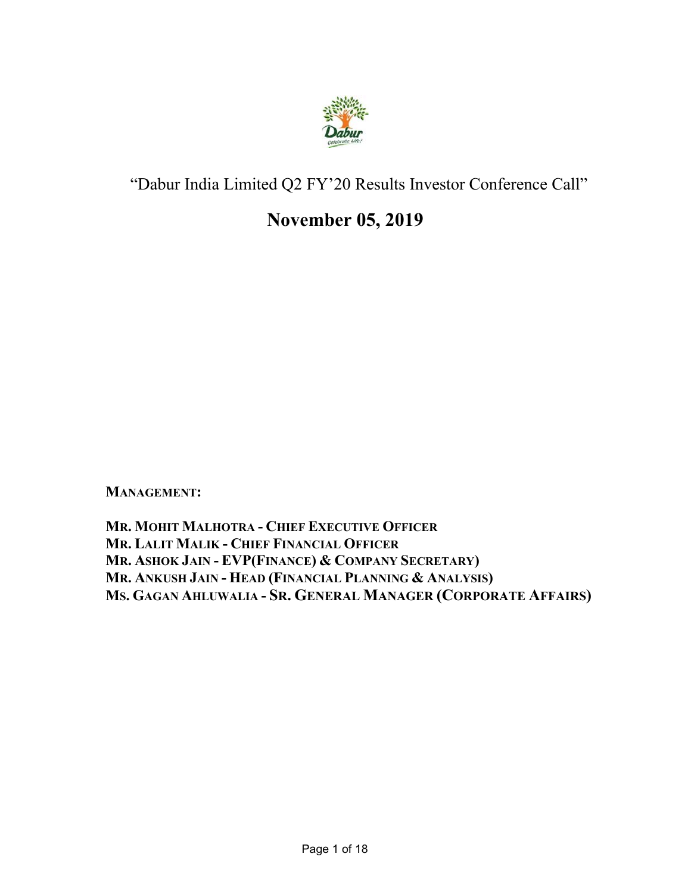"Dabur India Limited Q2 FY'20 Results Investor Conference Call"

# November 05, 2019

**MANAGEMENT:**

**MR. MOHIT MALHOTRA - CHIEF EXECUTIVE OFFICER**
**MR. LALIT MALIK - CHIEF FINANCIAL OFFICER**
**MR. ASHOK JAIN - EVP(FINANCE) & COMPANY SECRETARY)**
**MR. ANKUSH JAIN - HEAD (FINANCIAL PLANNING & ANALYSIS)**
**MS. GAGAN AHLUWALIA - SR. GENERAL MANAGER (CORPORATE AFFAIRS)**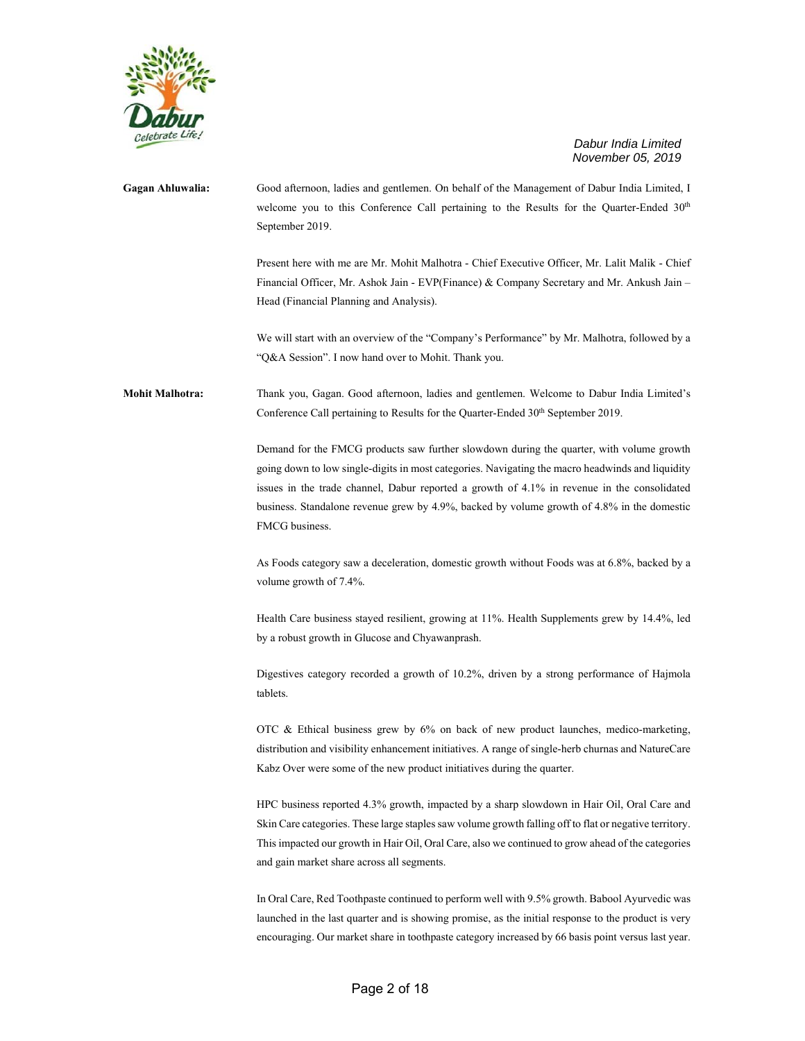**Gagan Ahluwalia:** Good afternoon, ladies and gentlemen. On behalf of the Management of Dabur India Limited, I welcome you to this Conference Call pertaining to the Results for the Quarter-Ended 30th September 2019.

Present here with me are Mr. Mohit Malhotra - Chief Executive Officer, Mr. Lalit Malik - Chief Financial Officer, Mr. Ashok Jain - EVP(Finance) & Company Secretary and Mr. Ankush Jain – Head (Financial Planning and Analysis).

We will start with an overview of the "Company's Performance" by Mr. Malhotra, followed by a "Q&A Session". I now hand over to Mohit. Thank you.

**Mohit Malhotra:** Thank you, Gagan. Good afternoon, ladies and gentlemen. Welcome to Dabur India Limited's Conference Call pertaining to Results for the Quarter-Ended 30th September 2019.

Demand for the FMCG products saw further slowdown during the quarter, with volume growth going down to low single-digits in most categories. Navigating the macro headwinds and liquidity issues in the trade channel, Dabur reported a growth of 4.1% in revenue in the consolidated business. Standalone revenue grew by 4.9%, backed by volume growth of 4.8% in the domestic FMCG business.

As Foods category saw a deceleration, domestic growth without Foods was at 6.8%, backed by a volume growth of 7.4%.

Health Care business stayed resilient, growing at 11%. Health Supplements grew by 14.4%, led by a robust growth in Glucose and Chyawanprash.

Digestives category recorded a growth of 10.2%, driven by a strong performance of Hajmola tablets.

OTC & Ethical business grew by 6% on back of new product launches, medico-marketing, distribution and visibility enhancement initiatives. A range of single-herb churnas and NatureCare Kabz Over were some of the new product initiatives during the quarter.

HPC business reported 4.3% growth, impacted by a sharp slowdown in Hair Oil, Oral Care and Skin Care categories. These large staples saw volume growth falling off to flat or negative territory. This impacted our growth in Hair Oil, Oral Care, also we continued to grow ahead of the categories and gain market share across all segments.

In Oral Care, Red Toothpaste continued to perform well with 9.5% growth. Babool Ayurvedic was launched in the last quarter and is showing promise, as the initial response to the product is very encouraging. Our market share in toothpaste category increased by 66 basis point versus last year.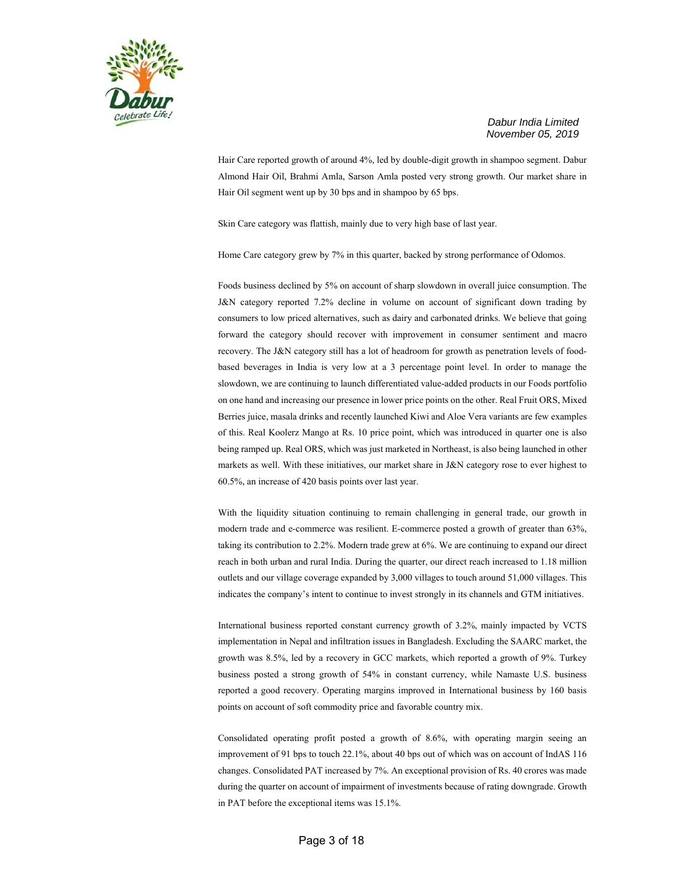Hair Care reported growth of around 4%, led by double-digit growth in shampoo segment. Dabur Almond Hair Oil, Brahmi Amla, Sarson Amla posted very strong growth. Our market share in Hair Oil segment went up by 30 bps and in shampoo by 65 bps.

Skin Care category was flattish, mainly due to very high base of last year.

Home Care category grew by 7% in this quarter, backed by strong performance of Odomos.

Foods business declined by 5% on account of sharp slowdown in overall juice consumption. The J&N category reported 7.2% decline in volume on account of significant down trading by consumers to low priced alternatives, such as dairy and carbonated drinks. We believe that going forward the category should recover with improvement in consumer sentiment and macro recovery. The J&N category still has a lot of headroom for growth as penetration levels of food-based beverages in India is very low at a 3 percentage point level. In order to manage the slowdown, we are continuing to launch differentiated value-added products in our Foods portfolio on one hand and increasing our presence in lower price points on the other. Real Fruit ORS, Mixed Berries juice, masala drinks and recently launched Kiwi and Aloe Vera variants are few examples of this. Real Koolerz Mango at Rs. 10 price point, which was introduced in quarter one is also being ramped up. Real ORS, which was just marketed in Northeast, is also being launched in other markets as well. With these initiatives, our market share in J&N category rose to ever highest to 60.5%, an increase of 420 basis points over last year.

With the liquidity situation continuing to remain challenging in general trade, our growth in modern trade and e-commerce was resilient. E-commerce posted a growth of greater than 63%, taking its contribution to 2.2%. Modern trade grew at 6%. We are continuing to expand our direct reach in both urban and rural India. During the quarter, our direct reach increased to 1.18 million outlets and our village coverage expanded by 3,000 villages to touch around 51,000 villages. This indicates the company's intent to continue to invest strongly in its channels and GTM initiatives.

International business reported constant currency growth of 3.2%, mainly impacted by VCTS implementation in Nepal and infiltration issues in Bangladesh. Excluding the SAARC market, the growth was 8.5%, led by a recovery in GCC markets, which reported a growth of 9%. Turkey business posted a strong growth of 54% in constant currency, while Namaste U.S. business reported a good recovery. Operating margins improved in International business by 160 basis points on account of soft commodity price and favorable country mix.

Consolidated operating profit posted a growth of 8.6%, with operating margin seeing an improvement of 91 bps to touch 22.1%, about 40 bps out of which was on account of IndAS 116 changes. Consolidated PAT increased by 7%. An exceptional provision of Rs. 40 crores was made during the quarter on account of impairment of investments because of rating downgrade. Growth in PAT before the exceptional items was 15.1%.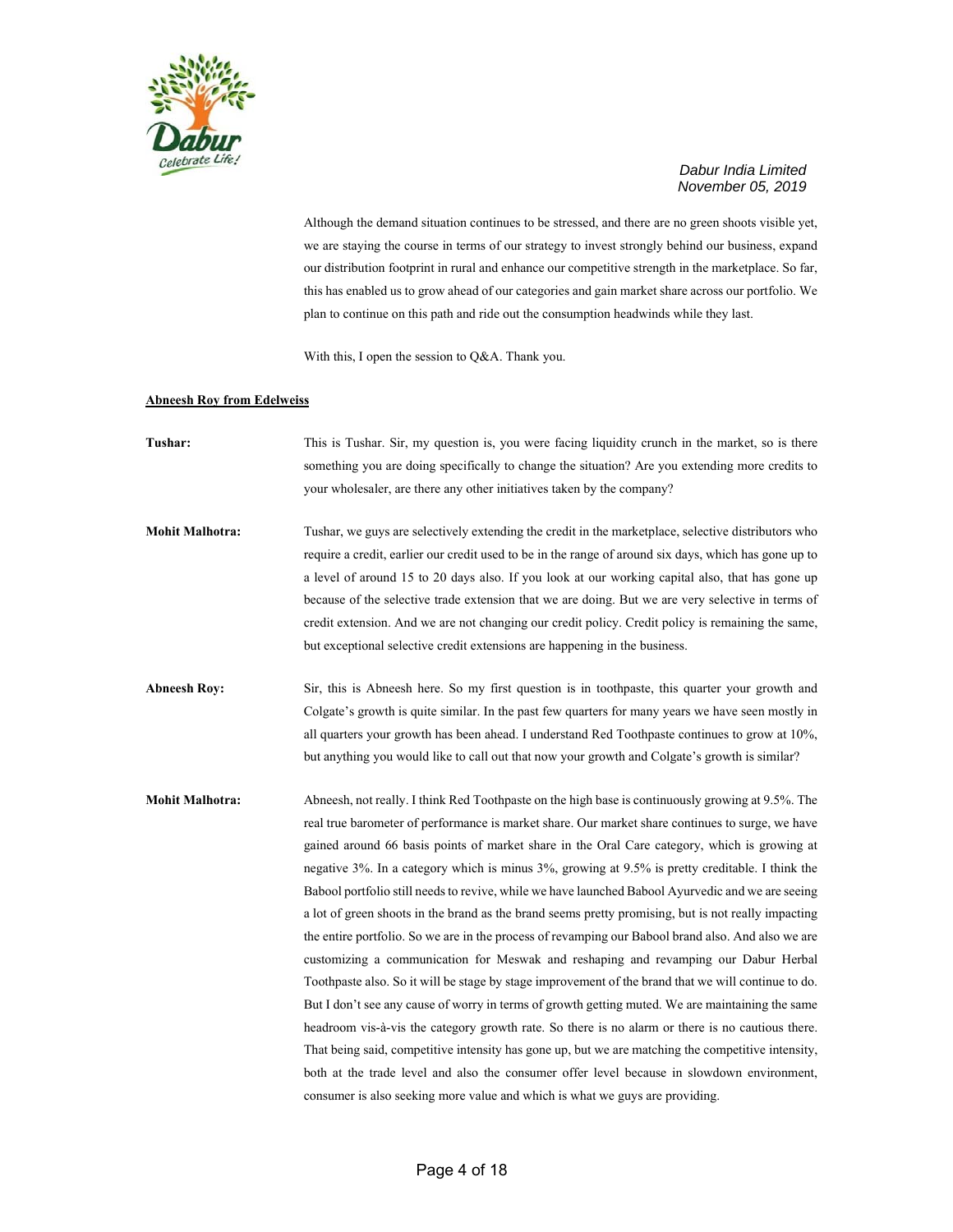Although the demand situation continues to be stressed, and there are no green shoots visible yet, we are staying the course in terms of our strategy to invest strongly behind our business, expand our distribution footprint in rural and enhance our competitive strength in the marketplace. So far, this has enabled us to grow ahead of our categories and gain market share across our portfolio. We plan to continue on this path and ride out the consumption headwinds while they last.

With this, I open the session to Q&A. Thank you.

**Abneesh Roy from Edelweiss**

**Tushar:** This is Tushar. Sir, my question is, you were facing liquidity crunch in the market, so is there something you are doing specifically to change the situation? Are you extending more credits to your wholesaler, are there any other initiatives taken by the company?

**Mohit Malhotra:** Tushar, we guys are selectively extending the credit in the marketplace, selective distributors who require a credit, earlier our credit used to be in the range of around six days, which has gone up to a level of around 15 to 20 days also. If you look at our working capital also, that has gone up because of the selective trade extension that we are doing. But we are very selective in terms of credit extension. And we are not changing our credit policy. Credit policy is remaining the same, but exceptional selective credit extensions are happening in the business.

**Abneesh Roy:** Sir, this is Abneesh here. So my first question is in toothpaste, this quarter your growth and Colgate's growth is quite similar. In the past few quarters for many years we have seen mostly in all quarters your growth has been ahead. I understand Red Toothpaste continues to grow at 10%, but anything you would like to call out that now your growth and Colgate's growth is similar?

**Mohit Malhotra:** Abneesh, not really. I think Red Toothpaste on the high base is continuously growing at 9.5%. The real true barometer of performance is market share. Our market share continues to surge, we have gained around 66 basis points of market share in the Oral Care category, which is growing at negative 3%. In a category which is minus 3%, growing at 9.5% is pretty creditable. I think the Babool portfolio still needs to revive, while we have launched Babool Ayurvedic and we are seeing a lot of green shoots in the brand as the brand seems pretty promising, but is not really impacting the entire portfolio. So we are in the process of revamping our Babool brand also. And also we are customizing a communication for Meswak and reshaping and revamping our Dabur Herbal Toothpaste also. So it will be stage by stage improvement of the brand that we will continue to do. But I don't see any cause of worry in terms of growth getting muted. We are maintaining the same headroom vis-à-vis the category growth rate. So there is no alarm or there is no cautious there. That being said, competitive intensity has gone up, but we are matching the competitive intensity, both at the trade level and also the consumer offer level because in slowdown environment, consumer is also seeking more value and which is what we guys are providing.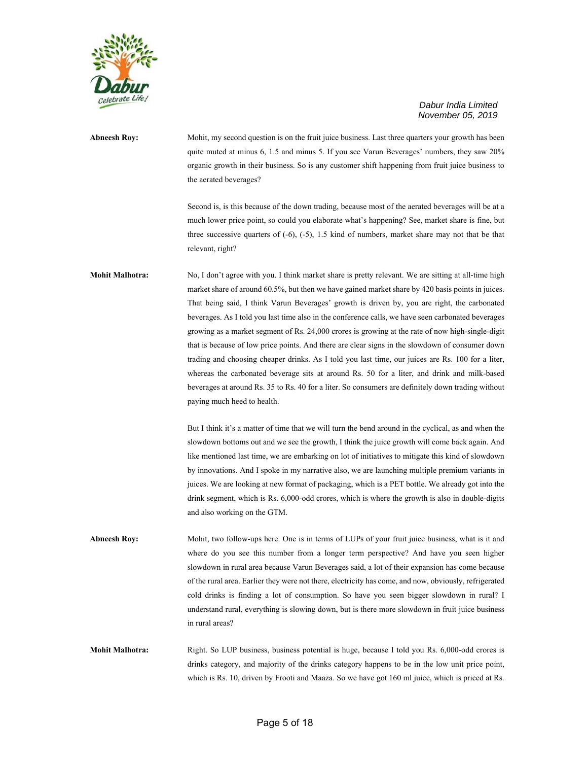**Abneesh Roy:** Mohit, my second question is on the fruit juice business. Last three quarters your growth has been quite muted at minus 6, 1.5 and minus 5. If you see Varun Beverages' numbers, they saw 20% organic growth in their business. So is any customer shift happening from fruit juice business to the aerated beverages?

Second is, is this because of the down trading, because most of the aerated beverages will be at a much lower price point, so could you elaborate what's happening? See, market share is fine, but three successive quarters of (-6), (-5), 1.5 kind of numbers, market share may not that be that relevant, right?

**Mohit Malhotra:** No, I don't agree with you. I think market share is pretty relevant. We are sitting at all-time high market share of around 60.5%, but then we have gained market share by 420 basis points in juices. That being said, I think Varun Beverages' growth is driven by, you are right, the carbonated beverages. As I told you last time also in the conference calls, we have seen carbonated beverages growing as a market segment of Rs. 24,000 crores is growing at the rate of now high-single-digit that is because of low price points. And there are clear signs in the slowdown of consumer down trading and choosing cheaper drinks. As I told you last time, our juices are Rs. 100 for a liter, whereas the carbonated beverage sits at around Rs. 50 for a liter, and drink and milk-based beverages at around Rs. 35 to Rs. 40 for a liter. So consumers are definitely down trading without paying much heed to health.

But I think it's a matter of time that we will turn the bend around in the cyclical, as and when the slowdown bottoms out and we see the growth, I think the juice growth will come back again. And like mentioned last time, we are embarking on lot of initiatives to mitigate this kind of slowdown by innovations. And I spoke in my narrative also, we are launching multiple premium variants in juices. We are looking at new format of packaging, which is a PET bottle. We already got into the drink segment, which is Rs. 6,000-odd crores, which is where the growth is also in double-digits and also working on the GTM.

**Abneesh Roy:** Mohit, two follow-ups here. One is in terms of LUPs of your fruit juice business, what is it and where do you see this number from a longer term perspective? And have you seen higher slowdown in rural area because Varun Beverages said, a lot of their expansion has come because of the rural area. Earlier they were not there, electricity has come, and now, obviously, refrigerated cold drinks is finding a lot of consumption. So have you seen bigger slowdown in rural? I understand rural, everything is slowing down, but is there more slowdown in fruit juice business in rural areas?

**Mohit Malhotra:** Right. So LUP business, business potential is huge, because I told you Rs. 6,000-odd crores is drinks category, and majority of the drinks category happens to be in the low unit price point, which is Rs. 10, driven by Frooti and Maaza. So we have got 160 ml juice, which is priced at Rs.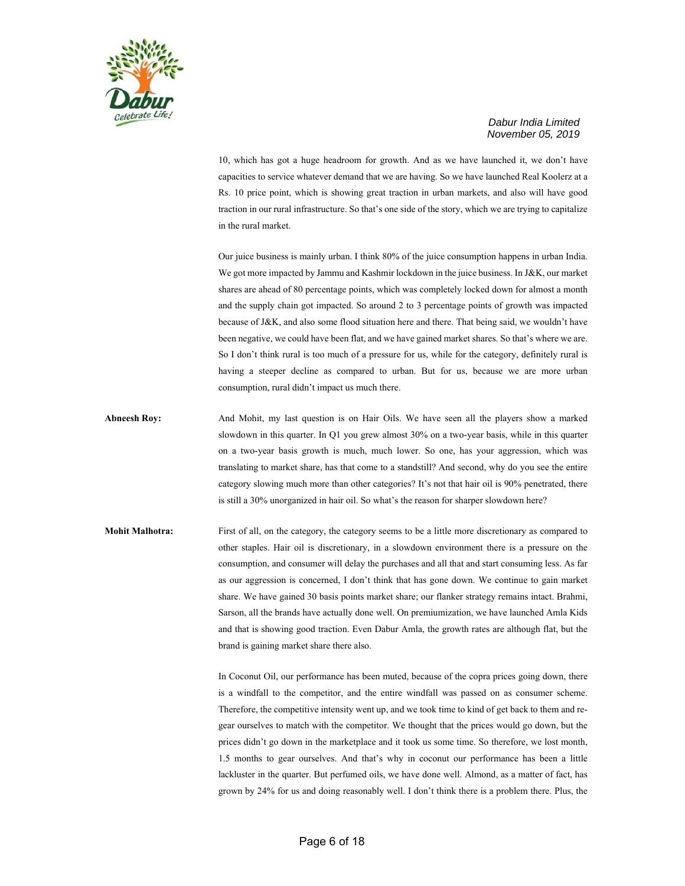10, which has got a huge headroom for growth. And as we have launched it, we don't have capacities to service whatever demand that we are having. So we have launched Real Koolerz at a Rs. 10 price point, which is showing great traction in urban markets, and also will have good traction in our rural infrastructure. So that's one side of the story, which we are trying to capitalize in the rural market.

Our juice business is mainly urban. I think 80% of the juice consumption happens in urban India. We got more impacted by Jammu and Kashmir lockdown in the juice business. In J&K, our market shares are ahead of 80 percentage points, which was completely locked down for almost a month and the supply chain got impacted. So around 2 to 3 percentage points of growth was impacted because of J&K, and also some flood situation here and there. That being said, we wouldn't have been negative, we could have been flat, and we have gained market shares. So that's where we are. So I don't think rural is too much of a pressure for us, while for the category, definitely rural is having a steeper decline as compared to urban. But for us, because we are more urban consumption, rural didn't impact us much there.

**Abneesh Roy:** And Mohit, my last question is on Hair Oils. We have seen all the players show a marked slowdown in this quarter. In Q1 you grew almost 30% on a two-year basis, while in this quarter on a two-year basis growth is much, much lower. So one, has your aggression, which was translating to market share, has that come to a standstill? And second, why do you see the entire category slowing much more than other categories? It's not that hair oil is 90% penetrated, there is still a 30% unorganized in hair oil. So what's the reason for sharper slowdown here?

**Mohit Malhotra:** First of all, on the category, the category seems to be a little more discretionary as compared to other staples. Hair oil is discretionary, in a slowdown environment there is a pressure on the consumption, and consumer will delay the purchases and all that and start consuming less. As far as our aggression is concerned, I don't think that has gone down. We continue to gain market share. We have gained 30 basis points market share; our flanker strategy remains intact. Brahmi, Sarson, all the brands have actually done well. On premiumization, we have launched Amla Kids and that is showing good traction. Even Dabur Amla, the growth rates are although flat, but the brand is gaining market share there also.

In Coconut Oil, our performance has been muted, because of the copra prices going down, there is a windfall to the competitor, and the entire windfall was passed on as consumer scheme. Therefore, the competitive intensity went up, and we took time to kind of get back to them and re-gear ourselves to match with the competitor. We thought that the prices would go down, but the prices didn't go down in the marketplace and it took us some time. So therefore, we lost month, 1.5 months to gear ourselves. And that's why in coconut our performance has been a little lackluster in the quarter. But perfumed oils, we have done well. Almond, as a matter of fact, has grown by 24% for us and doing reasonably well. I don't think there is a problem there. Plus, the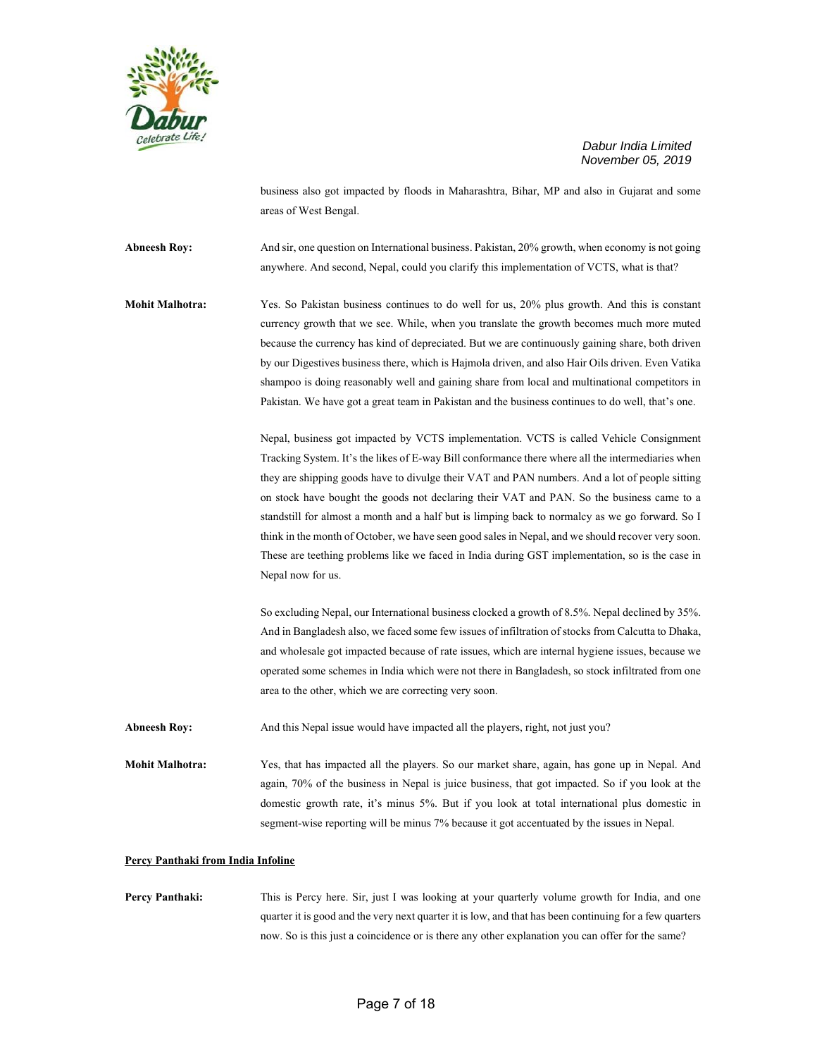business also got impacted by floods in Maharashtra, Bihar, MP and also in Gujarat and some areas of West Bengal.

**Abneesh Roy:** And sir, one question on International business. Pakistan, 20% growth, when economy is not going anywhere. And second, Nepal, could you clarify this implementation of VCTS, what is that?

**Mohit Malhotra:** Yes. So Pakistan business continues to do well for us, 20% plus growth. And this is constant currency growth that we see. While, when you translate the growth becomes much more muted because the currency has kind of depreciated. But we are continuously gaining share, both driven by our Digestives business there, which is Hajmola driven, and also Hair Oils driven. Even Vatika shampoo is doing reasonably well and gaining share from local and multinational competitors in Pakistan. We have got a great team in Pakistan and the business continues to do well, that's one.

Nepal, business got impacted by VCTS implementation. VCTS is called Vehicle Consignment Tracking System. It's the likes of E-way Bill conformance there where all the intermediaries when they are shipping goods have to divulge their VAT and PAN numbers. And a lot of people sitting on stock have bought the goods not declaring their VAT and PAN. So the business came to a standstill for almost a month and a half but is limping back to normalcy as we go forward. So I think in the month of October, we have seen good sales in Nepal, and we should recover very soon. These are teething problems like we faced in India during GST implementation, so is the case in Nepal now for us.

So excluding Nepal, our International business clocked a growth of 8.5%. Nepal declined by 35%. And in Bangladesh also, we faced some few issues of infiltration of stocks from Calcutta to Dhaka, and wholesale got impacted because of rate issues, which are internal hygiene issues, because we operated some schemes in India which were not there in Bangladesh, so stock infiltrated from one area to the other, which we are correcting very soon.

**Abneesh Roy:** And this Nepal issue would have impacted all the players, right, not just you?

**Mohit Malhotra:** Yes, that has impacted all the players. So our market share, again, has gone up in Nepal. And again, 70% of the business in Nepal is juice business, that got impacted. So if you look at the domestic growth rate, it's minus 5%. But if you look at total international plus domestic in segment-wise reporting will be minus 7% because it got accentuated by the issues in Nepal.

**Percy Panthaki from India Infoline**

**Percy Panthaki:** This is Percy here. Sir, just I was looking at your quarterly volume growth for India, and one quarter it is good and the very next quarter it is low, and that has been continuing for a few quarters now. So is this just a coincidence or is there any other explanation you can offer for the same?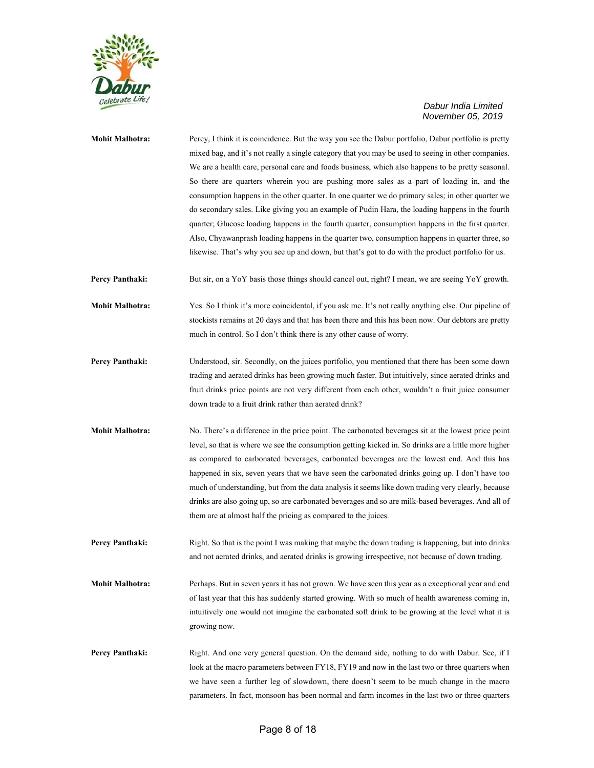**Mohit Malhotra:** Percy, I think it is coincidence. But the way you see the Dabur portfolio, Dabur portfolio is pretty mixed bag, and it's not really a single category that you may be used to seeing in other companies. We are a health care, personal care and foods business, which also happens to be pretty seasonal. So there are quarters wherein you are pushing more sales as a part of loading in, and the consumption happens in the other quarter. In one quarter we do primary sales; in other quarter we do secondary sales. Like giving you an example of Pudin Hara, the loading happens in the fourth quarter; Glucose loading happens in the fourth quarter, consumption happens in the first quarter. Also, Chyawanprash loading happens in the quarter two, consumption happens in quarter three, so likewise. That's why you see up and down, but that's got to do with the product portfolio for us.

**Percy Panthaki:** But sir, on a YoY basis those things should cancel out, right? I mean, we are seeing YoY growth.

**Mohit Malhotra:** Yes. So I think it's more coincidental, if you ask me. It's not really anything else. Our pipeline of stockists remains at 20 days and that has been there and this has been now. Our debtors are pretty much in control. So I don't think there is any other cause of worry.

**Percy Panthaki:** Understood, sir. Secondly, on the juices portfolio, you mentioned that there has been some down trading and aerated drinks has been growing much faster. But intuitively, since aerated drinks and fruit drinks price points are not very different from each other, wouldn't a fruit juice consumer down trade to a fruit drink rather than aerated drink?

**Mohit Malhotra:** No. There's a difference in the price point. The carbonated beverages sit at the lowest price point level, so that is where we see the consumption getting kicked in. So drinks are a little more higher as compared to carbonated beverages, carbonated beverages are the lowest end. And this has happened in six, seven years that we have seen the carbonated drinks going up. I don't have too much of understanding, but from the data analysis it seems like down trading very clearly, because drinks are also going up, so are carbonated beverages and so are milk-based beverages. And all of them are at almost half the pricing as compared to the juices.

**Percy Panthaki:** Right. So that is the point I was making that maybe the down trading is happening, but into drinks and not aerated drinks, and aerated drinks is growing irrespective, not because of down trading.

**Mohit Malhotra:** Perhaps. But in seven years it has not grown. We have seen this year as a exceptional year and end of last year that this has suddenly started growing. With so much of health awareness coming in, intuitively one would not imagine the carbonated soft drink to be growing at the level what it is growing now.

**Percy Panthaki:** Right. And one very general question. On the demand side, nothing to do with Dabur. See, if I look at the macro parameters between FY18, FY19 and now in the last two or three quarters when we have seen a further leg of slowdown, there doesn't seem to be much change in the macro parameters. In fact, monsoon has been normal and farm incomes in the last two or three quarters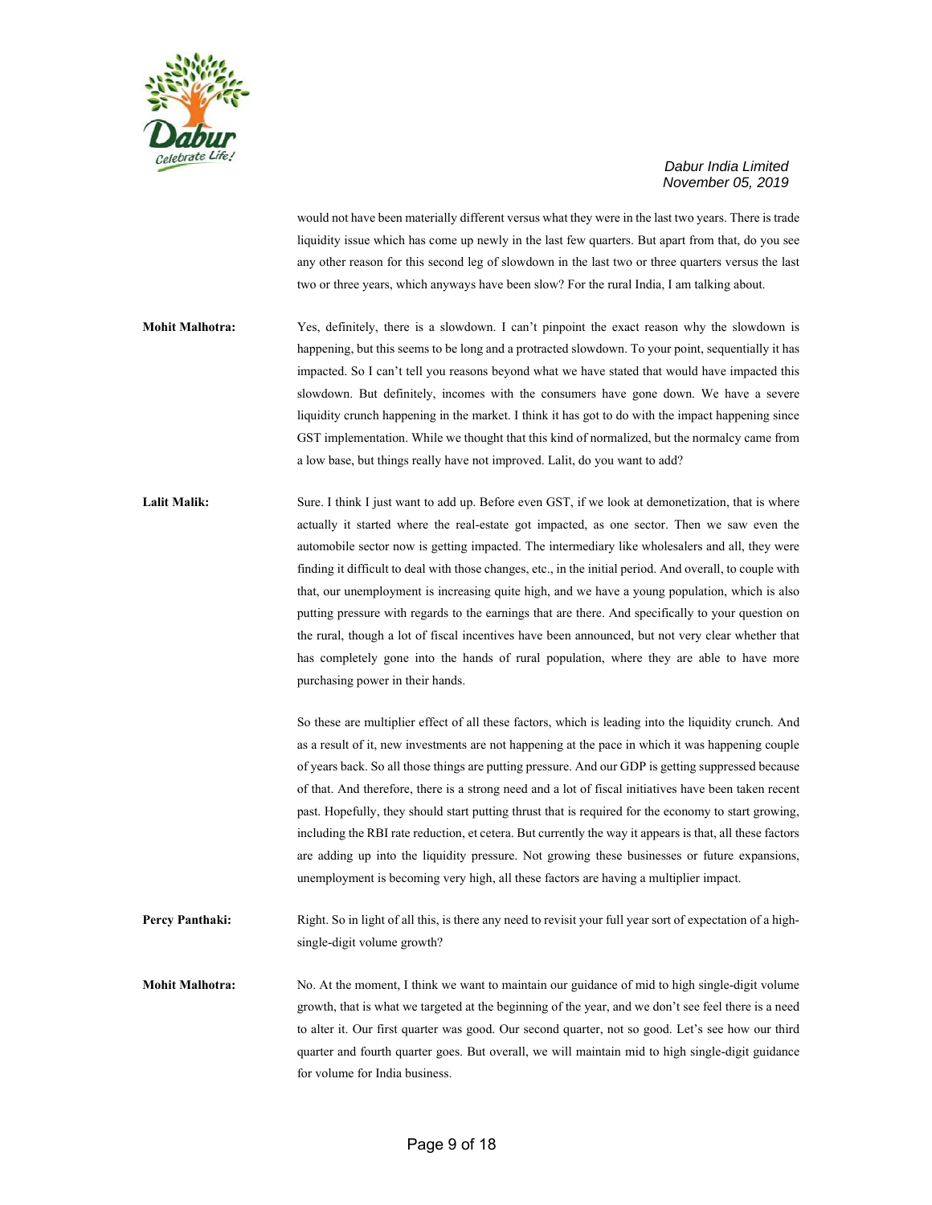would not have been materially different versus what they were in the last two years. There is trade liquidity issue which has come up newly in the last few quarters. But apart from that, do you see any other reason for this second leg of slowdown in the last two or three quarters versus the last two or three years, which anyways have been slow? For the rural India, I am talking about.

**Mohit Malhotra:** Yes, definitely, there is a slowdown. I can't pinpoint the exact reason why the slowdown is happening, but this seems to be long and a protracted slowdown. To your point, sequentially it has impacted. So I can't tell you reasons beyond what we have stated that would have impacted this slowdown. But definitely, incomes with the consumers have gone down. We have a severe liquidity crunch happening in the market. I think it has got to do with the impact happening since GST implementation. While we thought that this kind of normalized, but the normalcy came from a low base, but things really have not improved. Lalit, do you want to add?

**Lalit Malik:** Sure. I think I just want to add up. Before even GST, if we look at demonetization, that is where actually it started where the real-estate got impacted, as one sector. Then we saw even the automobile sector now is getting impacted. The intermediary like wholesalers and all, they were finding it difficult to deal with those changes, etc., in the initial period. And overall, to couple with that, our unemployment is increasing quite high, and we have a young population, which is also putting pressure with regards to the earnings that are there. And specifically to your question on the rural, though a lot of fiscal incentives have been announced, but not very clear whether that has completely gone into the hands of rural population, where they are able to have more purchasing power in their hands.

So these are multiplier effect of all these factors, which is leading into the liquidity crunch. And as a result of it, new investments are not happening at the pace in which it was happening couple of years back. So all those things are putting pressure. And our GDP is getting suppressed because of that. And therefore, there is a strong need and a lot of fiscal initiatives have been taken recent past. Hopefully, they should start putting thrust that is required for the economy to start growing, including the RBI rate reduction, et cetera. But currently the way it appears is that, all these factors are adding up into the liquidity pressure. Not growing these businesses or future expansions, unemployment is becoming very high, all these factors are having a multiplier impact.

**Percy Panthaki:** Right. So in light of all this, is there any need to revisit your full year sort of expectation of a high-single-digit volume growth?

**Mohit Malhotra:** No. At the moment, I think we want to maintain our guidance of mid to high single-digit volume growth, that is what we targeted at the beginning of the year, and we don't see feel there is a need to alter it. Our first quarter was good. Our second quarter, not so good. Let's see how our third quarter and fourth quarter goes. But overall, we will maintain mid to high single-digit guidance for volume for India business.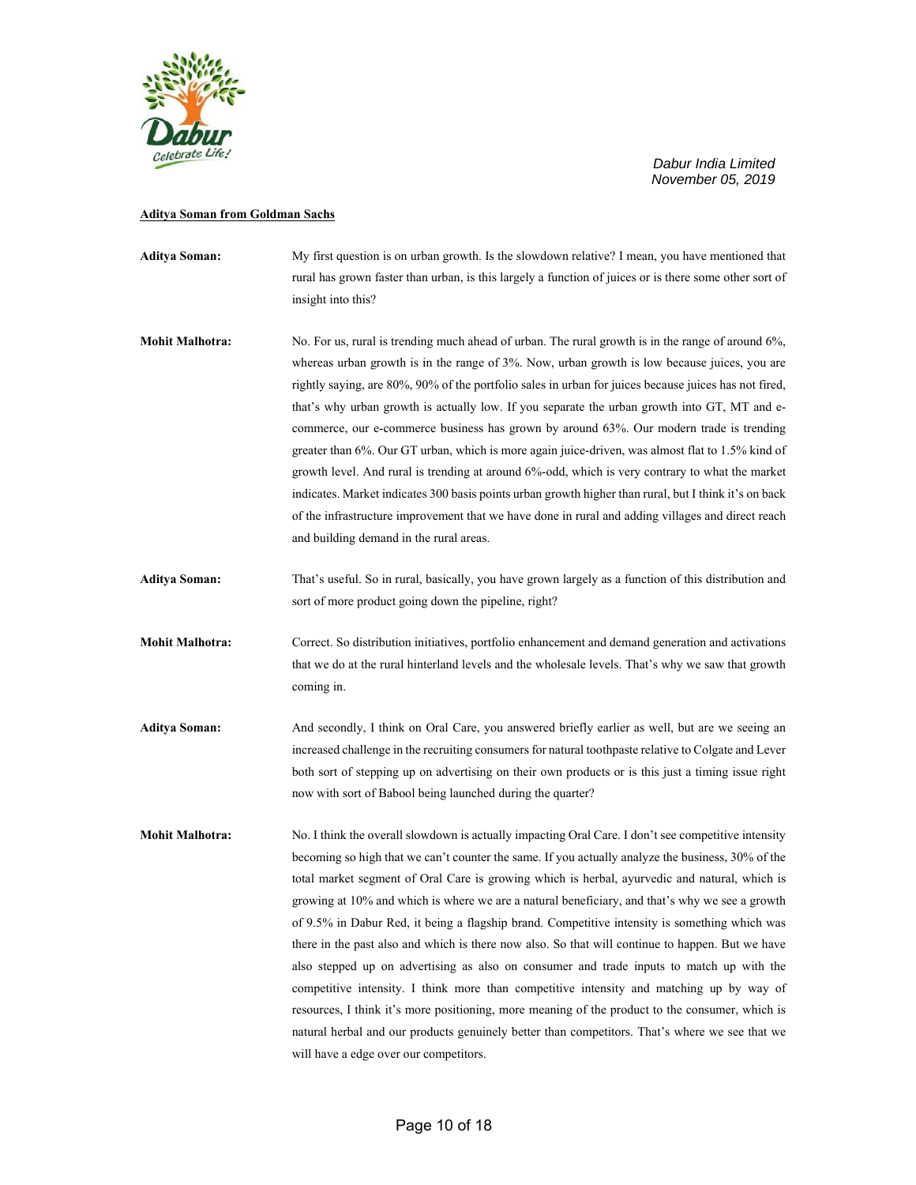**Aditya Soman from Goldman Sachs**

**Aditya Soman:** My first question is on urban growth. Is the slowdown relative? I mean, you have mentioned that rural has grown faster than urban, is this largely a function of juices or is there some other sort of insight into this?

**Mohit Malhotra:** No. For us, rural is trending much ahead of urban. The rural growth is in the range of around 6%, whereas urban growth is in the range of 3%. Now, urban growth is low because juices, you are rightly saying, are 80%, 90% of the portfolio sales in urban for juices because juices has not fired, that's why urban growth is actually low. If you separate the urban growth into GT, MT and e-commerce, our e-commerce business has grown by around 63%. Our modern trade is trending greater than 6%. Our GT urban, which is more again juice-driven, was almost flat to 1.5% kind of growth level. And rural is trending at around 6%-odd, which is very contrary to what the market indicates. Market indicates 300 basis points urban growth higher than rural, but I think it's on back of the infrastructure improvement that we have done in rural and adding villages and direct reach and building demand in the rural areas.

**Aditya Soman:** That's useful. So in rural, basically, you have grown largely as a function of this distribution and sort of more product going down the pipeline, right?

**Mohit Malhotra:** Correct. So distribution initiatives, portfolio enhancement and demand generation and activations that we do at the rural hinterland levels and the wholesale levels. That's why we saw that growth coming in.

**Aditya Soman:** And secondly, I think on Oral Care, you answered briefly earlier as well, but are we seeing an increased challenge in the recruiting consumers for natural toothpaste relative to Colgate and Lever both sort of stepping up on advertising on their own products or is this just a timing issue right now with sort of Babool being launched during the quarter?

**Mohit Malhotra:** No. I think the overall slowdown is actually impacting Oral Care. I don't see competitive intensity becoming so high that we can't counter the same. If you actually analyze the business, 30% of the total market segment of Oral Care is growing which is herbal, ayurvedic and natural, which is growing at 10% and which is where we are a natural beneficiary, and that's why we see a growth of 9.5% in Dabur Red, it being a flagship brand. Competitive intensity is something which was there in the past also and which is there now also. So that will continue to happen. But we have also stepped up on advertising as also on consumer and trade inputs to match up with the competitive intensity. I think more than competitive intensity and matching up by way of resources, I think it's more positioning, more meaning of the product to the consumer, which is natural herbal and our products genuinely better than competitors. That's where we see that we will have a edge over our competitors.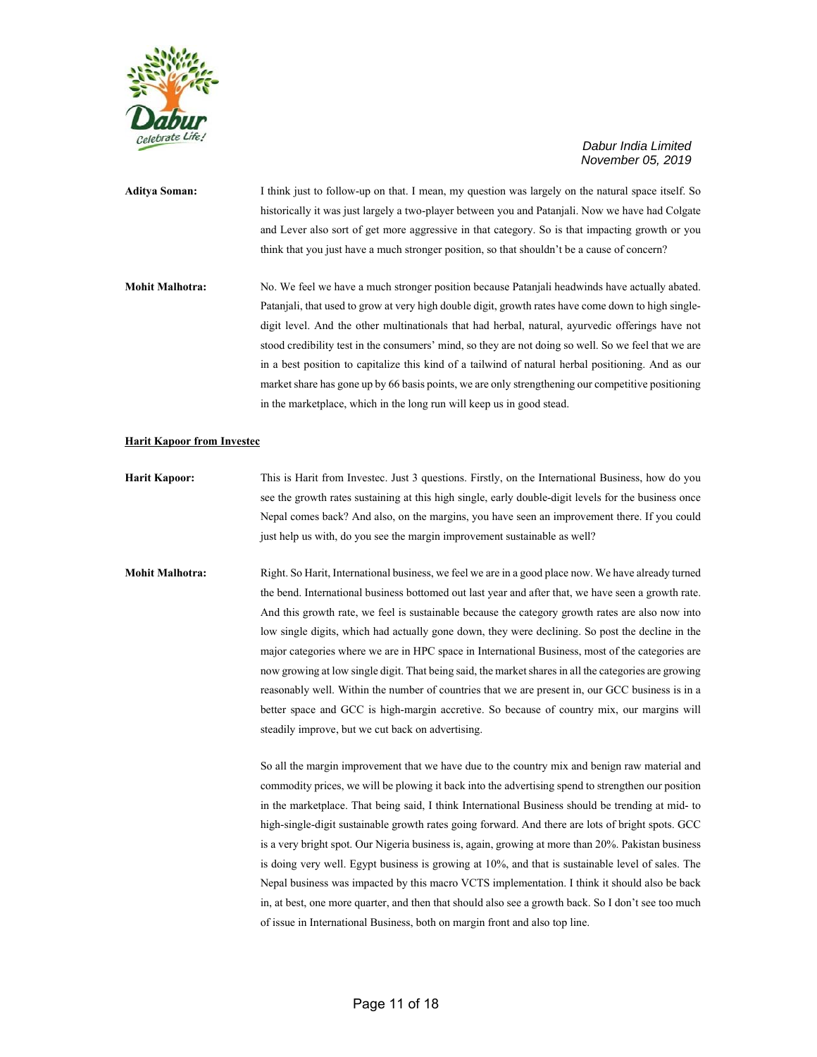**Aditya Soman:** I think just to follow-up on that. I mean, my question was largely on the natural space itself. So historically it was just largely a two-player between you and Patanjali. Now we have had Colgate and Lever also sort of get more aggressive in that category. So is that impacting growth or you think that you just have a much stronger position, so that shouldn't be a cause of concern?

**Mohit Malhotra:** No. We feel we have a much stronger position because Patanjali headwinds have actually abated. Patanjali, that used to grow at very high double digit, growth rates have come down to high single-digit level. And the other multinationals that had herbal, natural, ayurvedic offerings have not stood credibility test in the consumers' mind, so they are not doing so well. So we feel that we are in a best position to capitalize this kind of a tailwind of natural herbal positioning. And as our market share has gone up by 66 basis points, we are only strengthening our competitive positioning in the marketplace, which in the long run will keep us in good stead.

**Harit Kapoor from Investec**

**Harit Kapoor:** This is Harit from Investec. Just 3 questions. Firstly, on the International Business, how do you see the growth rates sustaining at this high single, early double-digit levels for the business once Nepal comes back? And also, on the margins, you have seen an improvement there. If you could just help us with, do you see the margin improvement sustainable as well?

**Mohit Malhotra:** Right. So Harit, International business, we feel we are in a good place now. We have already turned the bend. International business bottomed out last year and after that, we have seen a growth rate. And this growth rate, we feel is sustainable because the category growth rates are also now into low single digits, which had actually gone down, they were declining. So post the decline in the major categories where we are in HPC space in International Business, most of the categories are now growing at low single digit. That being said, the market shares in all the categories are growing reasonably well. Within the number of countries that we are present in, our GCC business is in a better space and GCC is high-margin accretive. So because of country mix, our margins will steadily improve, but we cut back on advertising.

So all the margin improvement that we have due to the country mix and benign raw material and commodity prices, we will be plowing it back into the advertising spend to strengthen our position in the marketplace. That being said, I think International Business should be trending at mid- to high-single-digit sustainable growth rates going forward. And there are lots of bright spots. GCC is a very bright spot. Our Nigeria business is, again, growing at more than 20%. Pakistan business is doing very well. Egypt business is growing at 10%, and that is sustainable level of sales. The Nepal business was impacted by this macro VCTS implementation. I think it should also be back in, at best, one more quarter, and then that should also see a growth back. So I don't see too much of issue in International Business, both on margin front and also top line.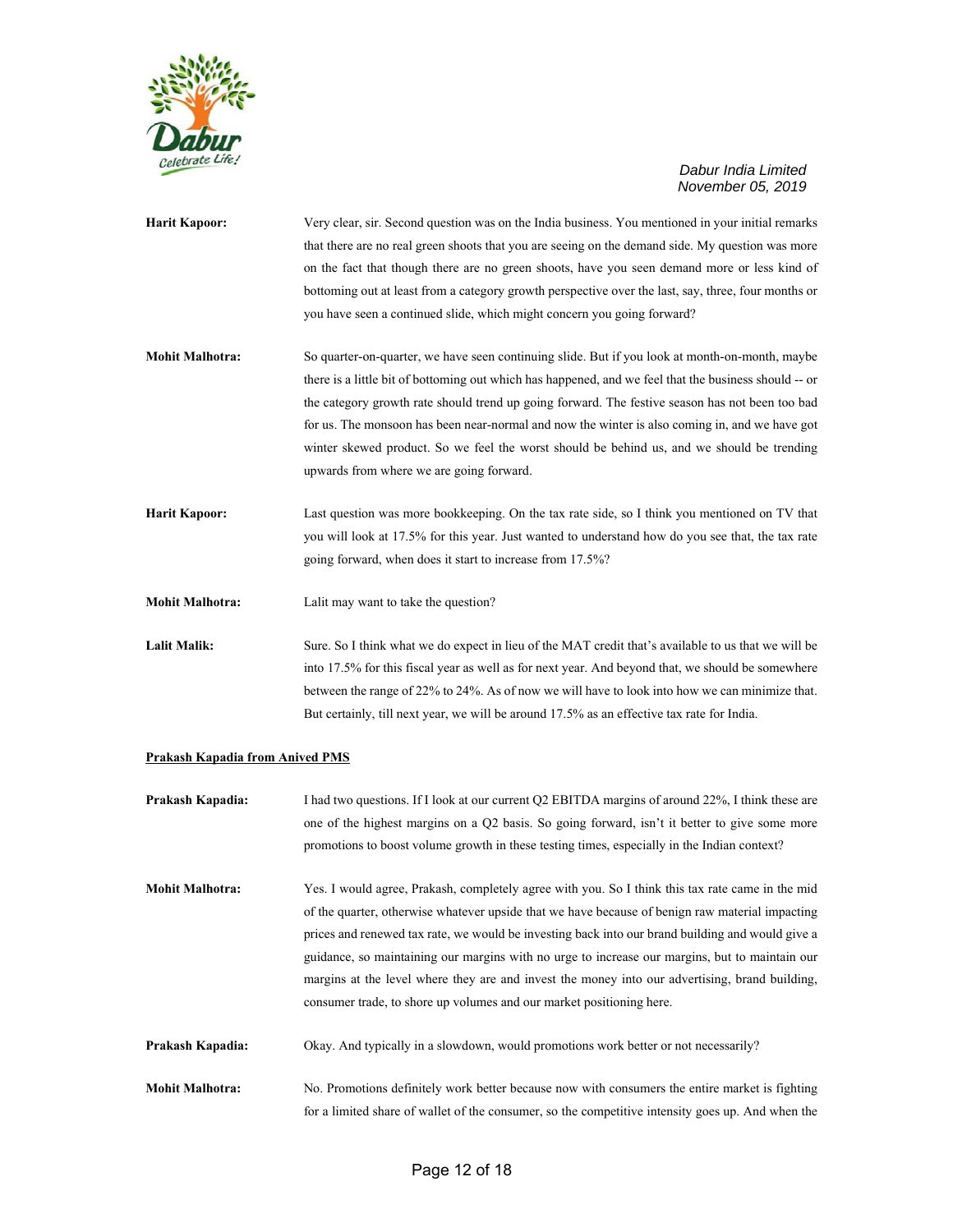**Harit Kapoor:** Very clear, sir. Second question was on the India business. You mentioned in your initial remarks that there are no real green shoots that you are seeing on the demand side. My question was more on the fact that though there are no green shoots, have you seen demand more or less kind of bottoming out at least from a category growth perspective over the last, say, three, four months or you have seen a continued slide, which might concern you going forward?

**Mohit Malhotra:** So quarter-on-quarter, we have seen continuing slide. But if you look at month-on-month, maybe there is a little bit of bottoming out which has happened, and we feel that the business should -- or the category growth rate should trend up going forward. The festive season has not been too bad for us. The monsoon has been near-normal and now the winter is also coming in, and we have got winter skewed product. So we feel the worst should be behind us, and we should be trending upwards from where we are going forward.

**Harit Kapoor:** Last question was more bookkeeping. On the tax rate side, so I think you mentioned on TV that you will look at 17.5% for this year. Just wanted to understand how do you see that, the tax rate going forward, when does it start to increase from 17.5%?

**Mohit Malhotra:** Lalit may want to take the question?

**Lalit Malik:** Sure. So I think what we do expect in lieu of the MAT credit that's available to us that we will be into 17.5% for this fiscal year as well as for next year. And beyond that, we should be somewhere between the range of 22% to 24%. As of now we will have to look into how we can minimize that. But certainly, till next year, we will be around 17.5% as an effective tax rate for India.

**<u>Prakash Kapadia from Anived PMS</u>**

**Prakash Kapadia:** I had two questions. If I look at our current Q2 EBITDA margins of around 22%, I think these are one of the highest margins on a Q2 basis. So going forward, isn't it better to give some more promotions to boost volume growth in these testing times, especially in the Indian context?

**Mohit Malhotra:** Yes. I would agree, Prakash, completely agree with you. So I think this tax rate came in the mid of the quarter, otherwise whatever upside that we have because of benign raw material impacting prices and renewed tax rate, we would be investing back into our brand building and would give a guidance, so maintaining our margins with no urge to increase our margins, but to maintain our margins at the level where they are and invest the money into our advertising, brand building, consumer trade, to shore up volumes and our market positioning here.

**Prakash Kapadia:** Okay. And typically in a slowdown, would promotions work better or not necessarily?

**Mohit Malhotra:** No. Promotions definitely work better because now with consumers the entire market is fighting for a limited share of wallet of the consumer, so the competitive intensity goes up. And when the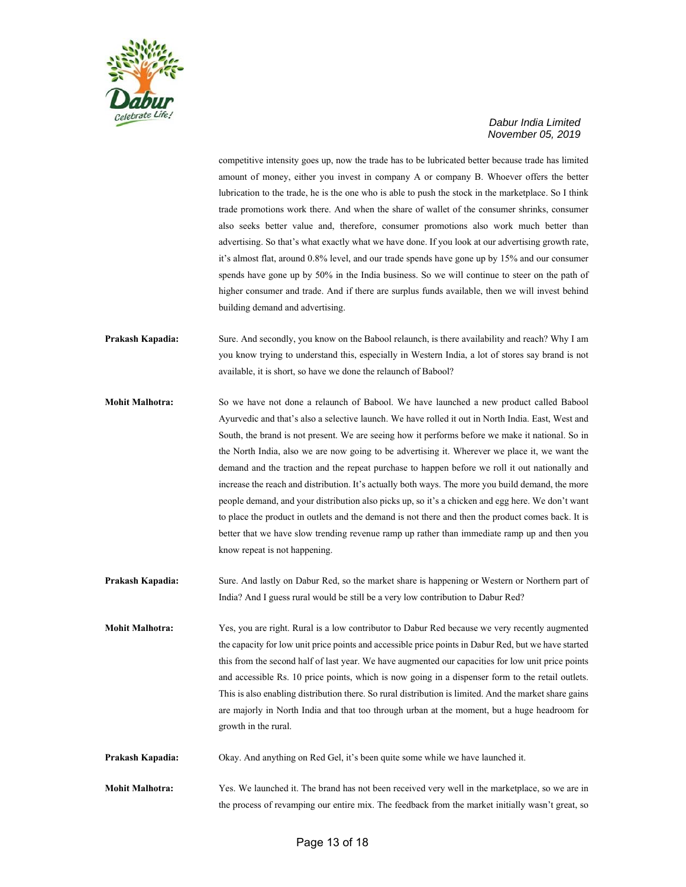competitive intensity goes up, now the trade has to be lubricated better because trade has limited amount of money, either you invest in company A or company B. Whoever offers the better lubrication to the trade, he is the one who is able to push the stock in the marketplace. So I think trade promotions work there. And when the share of wallet of the consumer shrinks, consumer also seeks better value and, therefore, consumer promotions also work much better than advertising. So that's what exactly what we have done. If you look at our advertising growth rate, it's almost flat, around 0.8% level, and our trade spends have gone up by 15% and our consumer spends have gone up by 50% in the India business. So we will continue to steer on the path of higher consumer and trade. And if there are surplus funds available, then we will invest behind building demand and advertising.

**Prakash Kapadia:** Sure. And secondly, you know on the Babool relaunch, is there availability and reach? Why I am you know trying to understand this, especially in Western India, a lot of stores say brand is not available, it is short, so have we done the relaunch of Babool?

**Mohit Malhotra:** So we have not done a relaunch of Babool. We have launched a new product called Babool Ayurvedic and that's also a selective launch. We have rolled it out in North India. East, West and South, the brand is not present. We are seeing how it performs before we make it national. So in the North India, also we are now going to be advertising it. Wherever we place it, we want the demand and the traction and the repeat purchase to happen before we roll it out nationally and increase the reach and distribution. It's actually both ways. The more you build demand, the more people demand, and your distribution also picks up, so it's a chicken and egg here. We don't want to place the product in outlets and the demand is not there and then the product comes back. It is better that we have slow trending revenue ramp up rather than immediate ramp up and then you know repeat is not happening.

**Prakash Kapadia:** Sure. And lastly on Dabur Red, so the market share is happening or Western or Northern part of India? And I guess rural would be still be a very low contribution to Dabur Red?

**Mohit Malhotra:** Yes, you are right. Rural is a low contributor to Dabur Red because we very recently augmented the capacity for low unit price points and accessible price points in Dabur Red, but we have started this from the second half of last year. We have augmented our capacities for low unit price points and accessible Rs. 10 price points, which is now going in a dispenser form to the retail outlets. This is also enabling distribution there. So rural distribution is limited. And the market share gains are majorly in North India and that too through urban at the moment, but a huge headroom for growth in the rural.

**Prakash Kapadia:** Okay. And anything on Red Gel, it's been quite some while we have launched it.

**Mohit Malhotra:** Yes. We launched it. The brand has not been received very well in the marketplace, so we are in the process of revamping our entire mix. The feedback from the market initially wasn't great, so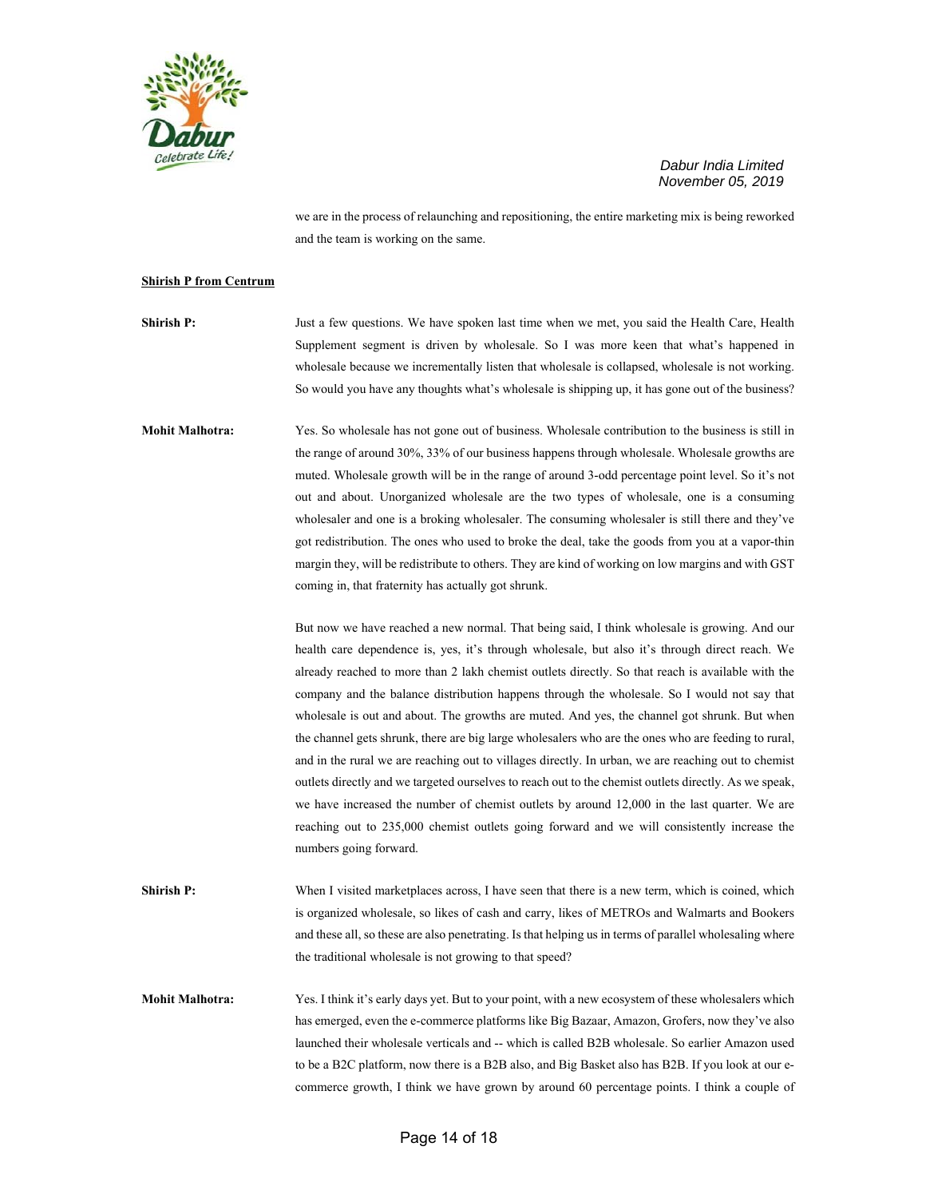we are in the process of relaunching and repositioning, the entire marketing mix is being reworked and the team is working on the same.

**Shirish P from Centrum**

**Shirish P:** Just a few questions. We have spoken last time when we met, you said the Health Care, Health Supplement segment is driven by wholesale. So I was more keen that what's happened in wholesale because we incrementally listen that wholesale is collapsed, wholesale is not working. So would you have any thoughts what's wholesale is shipping up, it has gone out of the business?

**Mohit Malhotra:** Yes. So wholesale has not gone out of business. Wholesale contribution to the business is still in the range of around 30%, 33% of our business happens through wholesale. Wholesale growths are muted. Wholesale growth will be in the range of around 3-odd percentage point level. So it's not out and about. Unorganized wholesale are the two types of wholesale, one is a consuming wholesaler and one is a broking wholesaler. The consuming wholesaler is still there and they've got redistribution. The ones who used to broke the deal, take the goods from you at a vapor-thin margin they, will be redistribute to others. They are kind of working on low margins and with GST coming in, that fraternity has actually got shrunk.

But now we have reached a new normal. That being said, I think wholesale is growing. And our health care dependence is, yes, it's through wholesale, but also it's through direct reach. We already reached to more than 2 lakh chemist outlets directly. So that reach is available with the company and the balance distribution happens through the wholesale. So I would not say that wholesale is out and about. The growths are muted. And yes, the channel got shrunk. But when the channel gets shrunk, there are big large wholesalers who are the ones who are feeding to rural, and in the rural we are reaching out to villages directly. In urban, we are reaching out to chemist outlets directly and we targeted ourselves to reach out to the chemist outlets directly. As we speak, we have increased the number of chemist outlets by around 12,000 in the last quarter. We are reaching out to 235,000 chemist outlets going forward and we will consistently increase the numbers going forward.

**Shirish P:** When I visited marketplaces across, I have seen that there is a new term, which is coined, which is organized wholesale, so likes of cash and carry, likes of METROs and Walmarts and Bookers and these all, so these are also penetrating. Is that helping us in terms of parallel wholesaling where the traditional wholesale is not growing to that speed?

**Mohit Malhotra:** Yes. I think it's early days yet. But to your point, with a new ecosystem of these wholesalers which has emerged, even the e-commerce platforms like Big Bazaar, Amazon, Grofers, now they've also launched their wholesale verticals and -- which is called B2B wholesale. So earlier Amazon used to be a B2C platform, now there is a B2B also, and Big Basket also has B2B. If you look at our e-commerce growth, I think we have grown by around 60 percentage points. I think a couple of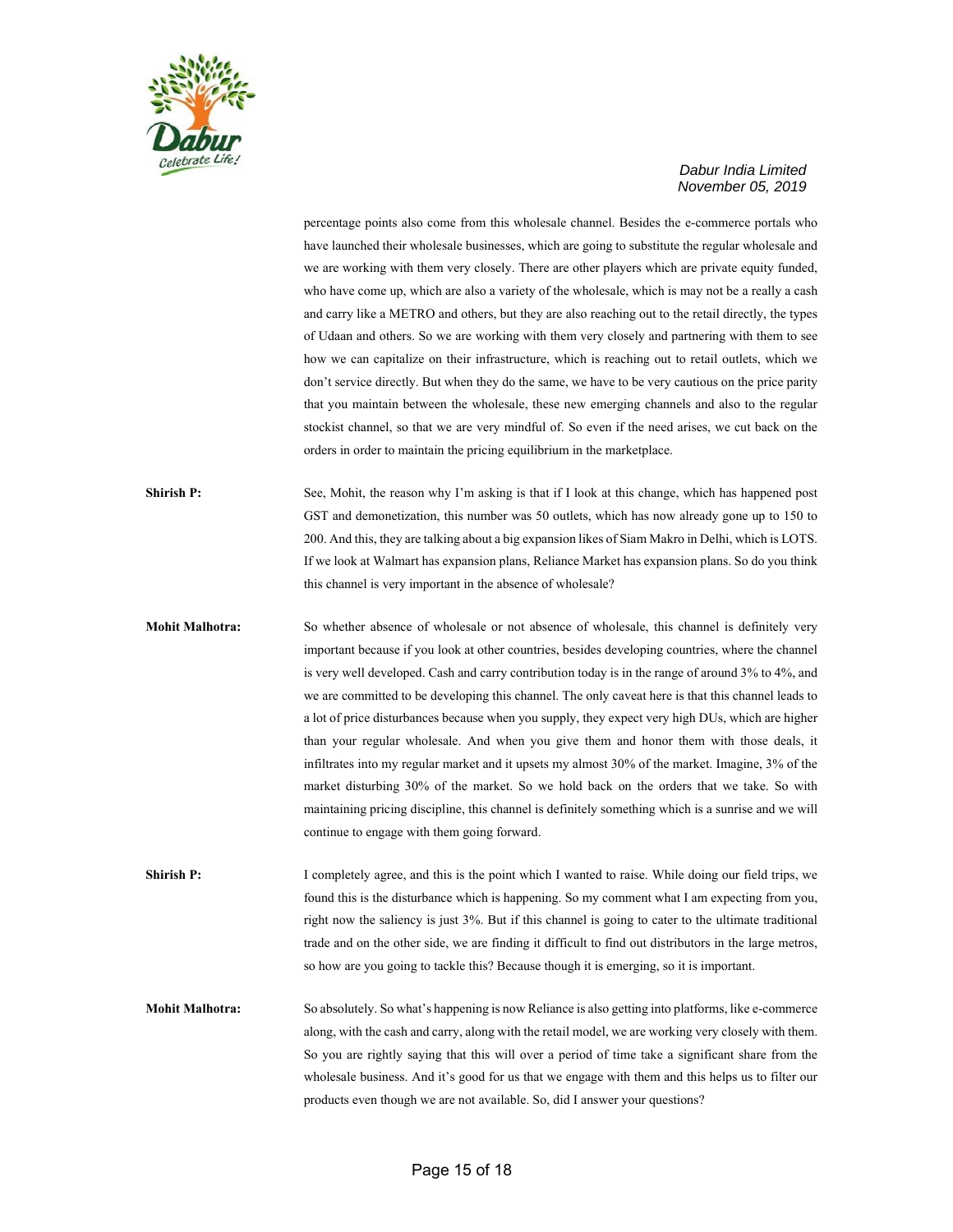percentage points also come from this wholesale channel. Besides the e-commerce portals who have launched their wholesale businesses, which are going to substitute the regular wholesale and we are working with them very closely. There are other players which are private equity funded, who have come up, which are also a variety of the wholesale, which is may not be a really a cash and carry like a METRO and others, but they are also reaching out to the retail directly, the types of Udaan and others. So we are working with them very closely and partnering with them to see how we can capitalize on their infrastructure, which is reaching out to retail outlets, which we don't service directly. But when they do the same, we have to be very cautious on the price parity that you maintain between the wholesale, these new emerging channels and also to the regular stockist channel, so that we are very mindful of. So even if the need arises, we cut back on the orders in order to maintain the pricing equilibrium in the marketplace.

**Shirish P:** See, Mohit, the reason why I'm asking is that if I look at this change, which has happened post GST and demonetization, this number was 50 outlets, which has now already gone up to 150 to 200. And this, they are talking about a big expansion likes of Siam Makro in Delhi, which is LOTS. If we look at Walmart has expansion plans, Reliance Market has expansion plans. So do you think this channel is very important in the absence of wholesale?

**Mohit Malhotra:** So whether absence of wholesale or not absence of wholesale, this channel is definitely very important because if you look at other countries, besides developing countries, where the channel is very well developed. Cash and carry contribution today is in the range of around 3% to 4%, and we are committed to be developing this channel. The only caveat here is that this channel leads to a lot of price disturbances because when you supply, they expect very high DUs, which are higher than your regular wholesale. And when you give them and honor them with those deals, it infiltrates into my regular market and it upsets my almost 30% of the market. Imagine, 3% of the market disturbing 30% of the market. So we hold back on the orders that we take. So with maintaining pricing discipline, this channel is definitely something which is a sunrise and we will continue to engage with them going forward.

**Shirish P:** I completely agree, and this is the point which I wanted to raise. While doing our field trips, we found this is the disturbance which is happening. So my comment what I am expecting from you, right now the saliency is just 3%. But if this channel is going to cater to the ultimate traditional trade and on the other side, we are finding it difficult to find out distributors in the large metros, so how are you going to tackle this? Because though it is emerging, so it is important.

**Mohit Malhotra:** So absolutely. So what's happening is now Reliance is also getting into platforms, like e-commerce along, with the cash and carry, along with the retail model, we are working very closely with them. So you are rightly saying that this will over a period of time take a significant share from the wholesale business. And it's good for us that we engage with them and this helps us to filter our products even though we are not available. So, did I answer your questions?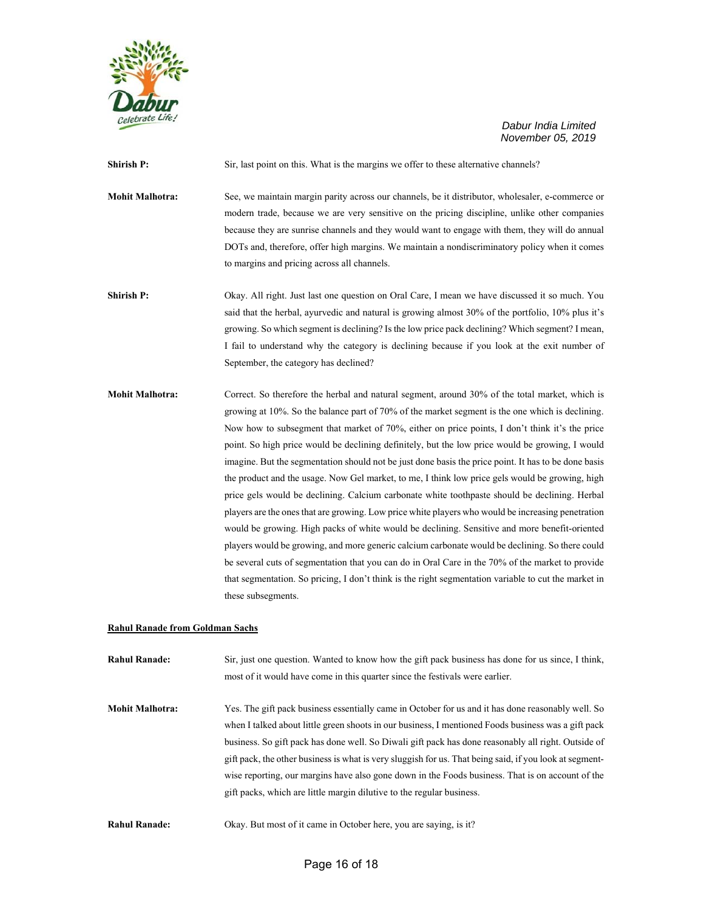**Shirish P:** Sir, last point on this. What is the margins we offer to these alternative channels?

**Mohit Malhotra:** See, we maintain margin parity across our channels, be it distributor, wholesaler, e-commerce or modern trade, because we are very sensitive on the pricing discipline, unlike other companies because they are sunrise channels and they would want to engage with them, they will do annual DOTs and, therefore, offer high margins. We maintain a nondiscriminatory policy when it comes to margins and pricing across all channels.

**Shirish P:** Okay. All right. Just last one question on Oral Care, I mean we have discussed it so much. You said that the herbal, ayurvedic and natural is growing almost 30% of the portfolio, 10% plus it's growing. So which segment is declining? Is the low price pack declining? Which segment? I mean, I fail to understand why the category is declining because if you look at the exit number of September, the category has declined?

**Mohit Malhotra:** Correct. So therefore the herbal and natural segment, around 30% of the total market, which is growing at 10%. So the balance part of 70% of the market segment is the one which is declining. Now how to subsegment that market of 70%, either on price points, I don't think it's the price point. So high price would be declining definitely, but the low price would be growing, I would imagine. But the segmentation should not be just done basis the price point. It has to be done basis the product and the usage. Now Gel market, to me, I think low price gels would be growing, high price gels would be declining. Calcium carbonate white toothpaste should be declining. Herbal players are the ones that are growing. Low price white players who would be increasing penetration would be growing. High packs of white would be declining. Sensitive and more benefit-oriented players would be growing, and more generic calcium carbonate would be declining. So there could be several cuts of segmentation that you can do in Oral Care in the 70% of the market to provide that segmentation. So pricing, I don't think is the right segmentation variable to cut the market in these subsegments.

**Rahul Ranade from Goldman Sachs**

**Rahul Ranade:** Sir, just one question. Wanted to know how the gift pack business has done for us since, I think, most of it would have come in this quarter since the festivals were earlier.

**Mohit Malhotra:** Yes. The gift pack business essentially came in October for us and it has done reasonably well. So when I talked about little green shoots in our business, I mentioned Foods business was a gift pack business. So gift pack has done well. So Diwali gift pack has done reasonably all right. Outside of gift pack, the other business is what is very sluggish for us. That being said, if you look at segment-wise reporting, our margins have also gone down in the Foods business. That is on account of the gift packs, which are little margin dilutive to the regular business.

**Rahul Ranade:** Okay. But most of it came in October here, you are saying, is it?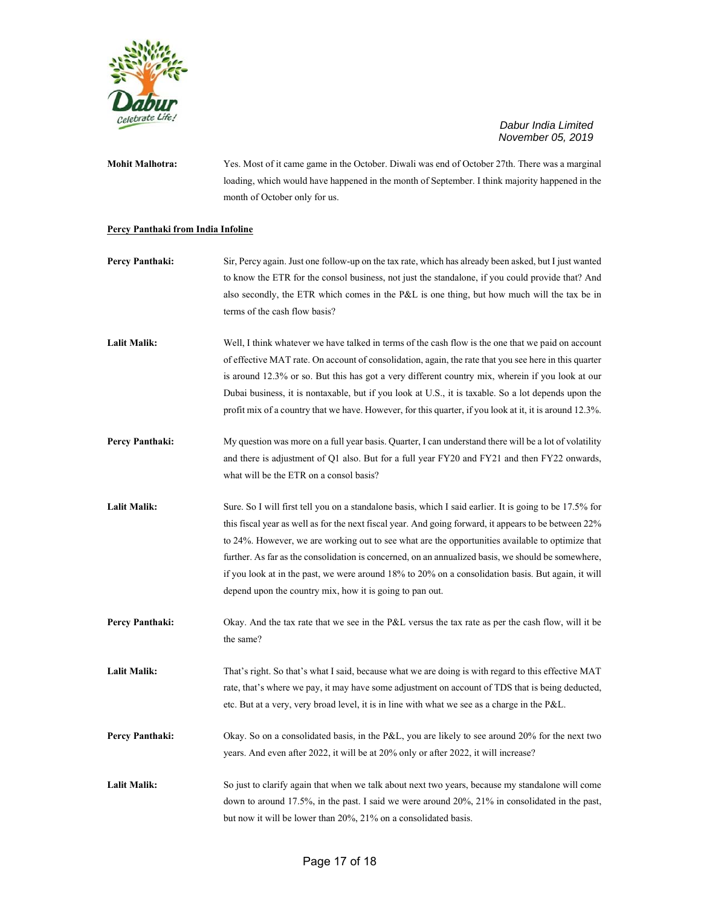**Mohit Malhotra:** Yes. Most of it came game in the October. Diwali was end of October 27th. There was a marginal loading, which would have happened in the month of September. I think majority happened in the month of October only for us.

**Percy Panthaki from India Infoline**

**Percy Panthaki:** Sir, Percy again. Just one follow-up on the tax rate, which has already been asked, but I just wanted to know the ETR for the consol business, not just the standalone, if you could provide that? And also secondly, the ETR which comes in the P&L is one thing, but how much will the tax be in terms of the cash flow basis?

**Lalit Malik:** Well, I think whatever we have talked in terms of the cash flow is the one that we paid on account of effective MAT rate. On account of consolidation, again, the rate that you see here in this quarter is around 12.3% or so. But this has got a very different country mix, wherein if you look at our Dubai business, it is nontaxable, but if you look at U.S., it is taxable. So a lot depends upon the profit mix of a country that we have. However, for this quarter, if you look at it, it is around 12.3%.

**Percy Panthaki:** My question was more on a full year basis. Quarter, I can understand there will be a lot of volatility and there is adjustment of Q1 also. But for a full year FY20 and FY21 and then FY22 onwards, what will be the ETR on a consol basis?

**Lalit Malik:** Sure. So I will first tell you on a standalone basis, which I said earlier. It is going to be 17.5% for this fiscal year as well as for the next fiscal year. And going forward, it appears to be between 22% to 24%. However, we are working out to see what are the opportunities available to optimize that further. As far as the consolidation is concerned, on an annualized basis, we should be somewhere, if you look at in the past, we were around 18% to 20% on a consolidation basis. But again, it will depend upon the country mix, how it is going to pan out.

**Percy Panthaki:** Okay. And the tax rate that we see in the P&L versus the tax rate as per the cash flow, will it be the same?

**Lalit Malik:** That's right. So that's what I said, because what we are doing is with regard to this effective MAT rate, that's where we pay, it may have some adjustment on account of TDS that is being deducted, etc. But at a very, very broad level, it is in line with what we see as a charge in the P&L.

**Percy Panthaki:** Okay. So on a consolidated basis, in the P&L, you are likely to see around 20% for the next two years. And even after 2022, it will be at 20% only or after 2022, it will increase?

**Lalit Malik:** So just to clarify again that when we talk about next two years, because my standalone will come down to around 17.5%, in the past. I said we were around 20%, 21% in consolidated in the past, but now it will be lower than 20%, 21% on a consolidated basis.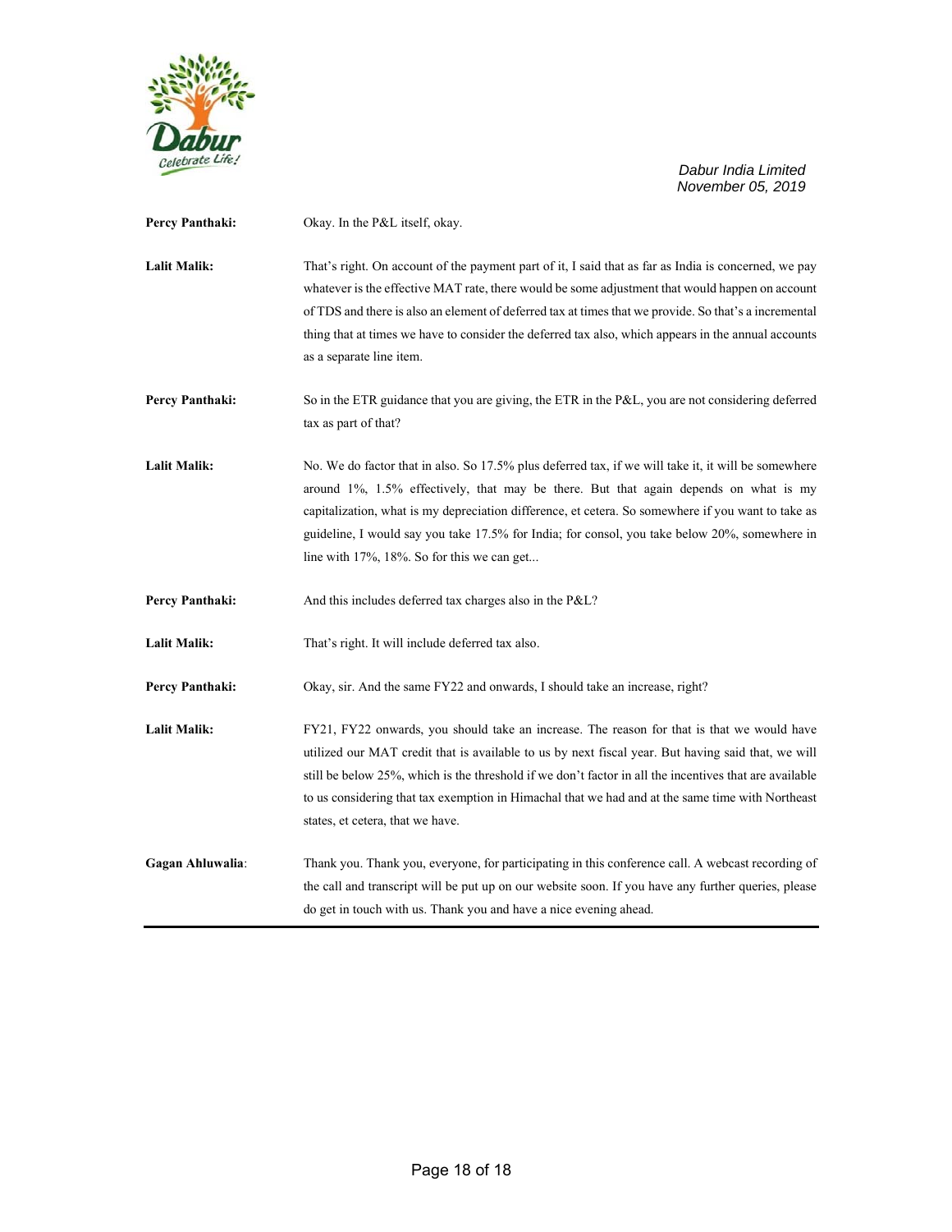**Percy Panthaki:** Okay. In the P&L itself, okay.

**Lalit Malik:** That's right. On account of the payment part of it, I said that as far as India is concerned, we pay whatever is the effective MAT rate, there would be some adjustment that would happen on account of TDS and there is also an element of deferred tax at times that we provide. So that's a incremental thing that at times we have to consider the deferred tax also, which appears in the annual accounts as a separate line item.

**Percy Panthaki:** So in the ETR guidance that you are giving, the ETR in the P&L, you are not considering deferred tax as part of that?

**Lalit Malik:** No. We do factor that in also. So 17.5% plus deferred tax, if we will take it, it will be somewhere around 1%, 1.5% effectively, that may be there. But that again depends on what is my capitalization, what is my depreciation difference, et cetera. So somewhere if you want to take as guideline, I would say you take 17.5% for India; for consol, you take below 20%, somewhere in line with 17%, 18%. So for this we can get...

**Percy Panthaki:** And this includes deferred tax charges also in the P&L?

**Lalit Malik:** That's right. It will include deferred tax also.

**Percy Panthaki:** Okay, sir. And the same FY22 and onwards, I should take an increase, right?

**Lalit Malik:** FY21, FY22 onwards, you should take an increase. The reason for that is that we would have utilized our MAT credit that is available to us by next fiscal year. But having said that, we will still be below 25%, which is the threshold if we don't factor in all the incentives that are available to us considering that tax exemption in Himachal that we had and at the same time with Northeast states, et cetera, that we have.

**Gagan Ahluwalia**: Thank you. Thank you, everyone, for participating in this conference call. A webcast recording of the call and transcript will be put up on our website soon. If you have any further queries, please do get in touch with us. Thank you and have a nice evening ahead.